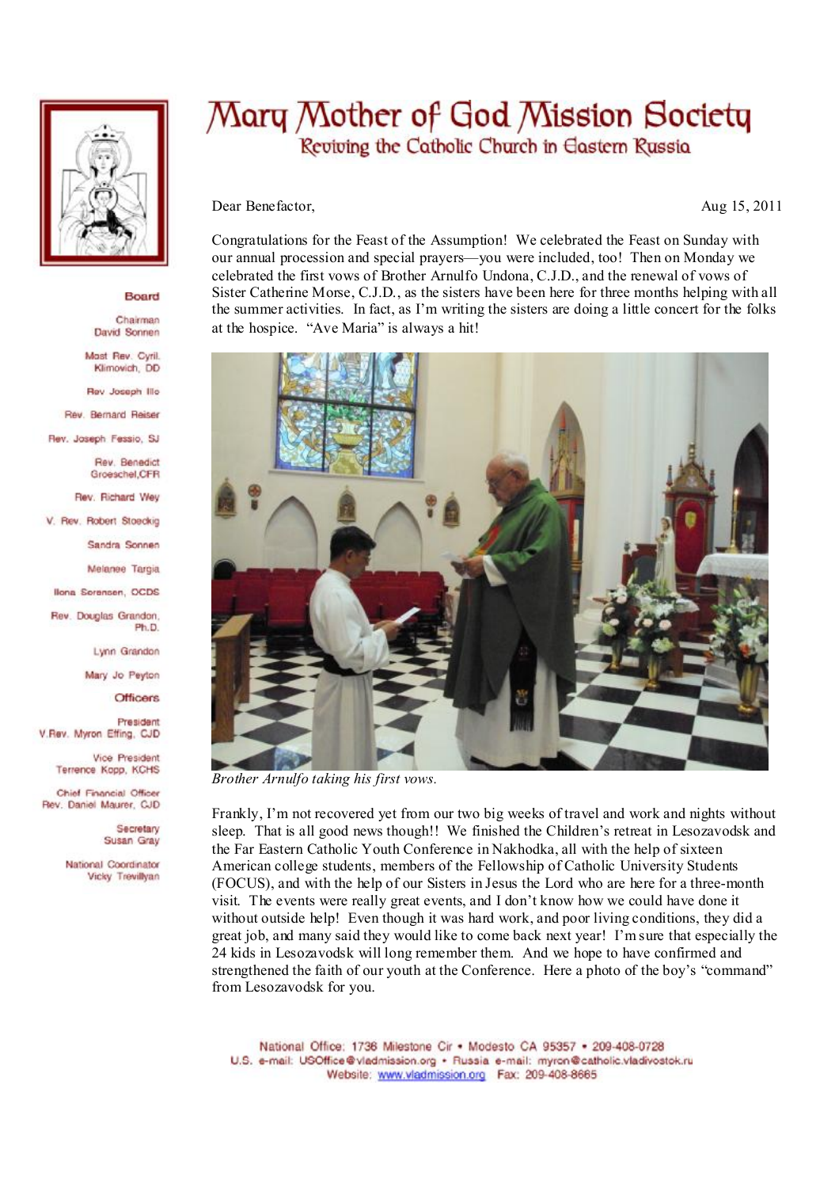# Mary Mother of God Mission Society

## Reviving the Catholic Church in Eastern Russia

**Board**

Chairman
David Sonnen

Most Rev. Cyril Klimovich, DD

Rev Joseph Illo

Rev. Bernard Reiser

Rev. Joseph Fessio, SJ

Rev. Benedict Groeschel, CFR

Rev. Richard Wey

V. Rev. Robert Stoeckig

Sandra Sonnen

Melanee Targia

Ilona Sorensen, OCDS

Rev. Douglas Grandon, Ph.D.

Lynn Grandon

Mary Jo Peyton

**Officers**

President
V.Rev. Myron Effing, CJD

Vice President
Terrence Kopp, KCHS

Chief Financial Officer
Rev. Daniel Maurer, CJD

Secretary
Susan Gray

National Coordinator
Vicky Trevillyan

Dear Benefactor,

Aug 15, 2011

Congratulations for the Feast of the Assumption! We celebrated the Feast on Sunday with our annual procession and special prayers—you were included, too! Then on Monday we celebrated the first vows of Brother Arnulfo Undona, C.J.D., and the renewal of vows of Sister Catherine Morse, C.J.D., as the sisters have been here for three months helping with all the summer activities. In fact, as I'm writing the sisters are doing a little concert for the folks at the hospice. "Ave Maria" is always a hit!

*Brother Arnulfo taking his first vows.*

Frankly, I'm not recovered yet from our two big weeks of travel and work and nights without sleep. That is all good news though!! We finished the Children's retreat in Lesozavodsk and the Far Eastern Catholic Youth Conference in Nakhodka, all with the help of sixteen American college students, members of the Fellowship of Catholic University Students (FOCUS), and with the help of our Sisters in Jesus the Lord who are here for a three-month visit. The events were really great events, and I don't know how we could have done it without outside help! Even though it was hard work, and poor living conditions, they did a great job, and many said they would like to come back next year! I'm sure that especially the 24 kids in Lesozavodsk will long remember them. And we hope to have confirmed and strengthened the faith of our youth at the Conference. Here a photo of the boy's "command" from Lesozavodsk for you.

National Office: 1736 Milestone Cir • Modesto CA 95357 • 209-408-0728
U.S. e-mail: USOffice@vladmission.org • Russia e-mail: myron@catholic.vladivostok.ru
Website: www.vladmission.org Fax: 209-408-8665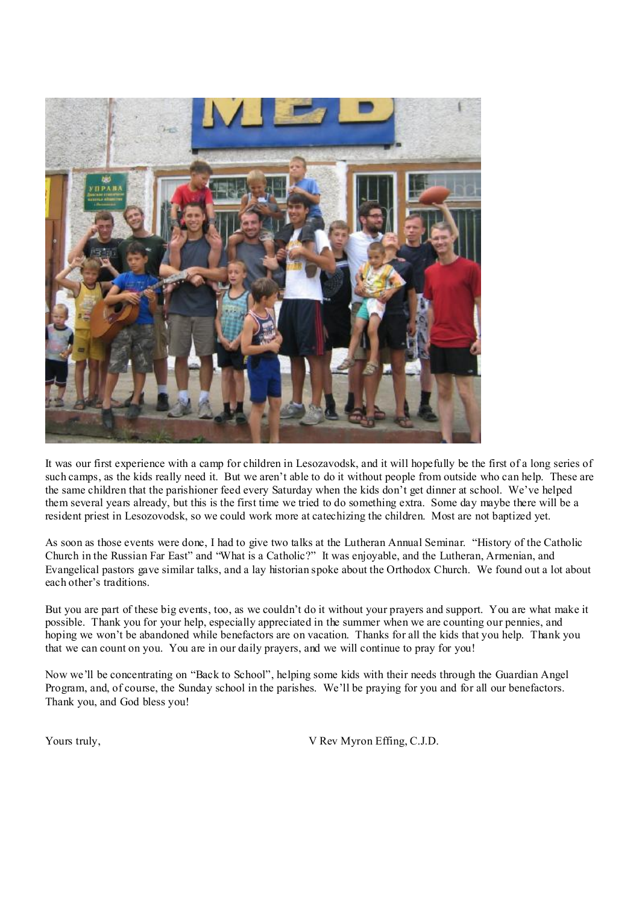It was our first experience with a camp for children in Lesozavodsk, and it will hopefully be the first of a long series of such camps, as the kids really need it. But we aren't able to do it without people from outside who can help. These are the same children that the parishioner feed every Saturday when the kids don't get dinner at school. We've helped them several years already, but this is the first time we tried to do something extra. Some day maybe there will be a resident priest in Lesozovodsk, so we could work more at catechizing the children. Most are not baptized yet.

As soon as those events were done, I had to give two talks at the Lutheran Annual Seminar. "History of the Catholic Church in the Russian Far East" and "What is a Catholic?" It was enjoyable, and the Lutheran, Armenian, and Evangelical pastors gave similar talks, and a lay historian spoke about the Orthodox Church. We found out a lot about each other's traditions.

But you are part of these big events, too, as we couldn't do it without your prayers and support. You are what make it possible. Thank you for your help, especially appreciated in the summer when we are counting our pennies, and hoping we won't be abandoned while benefactors are on vacation. Thanks for all the kids that you help. Thank you that we can count on you. You are in our daily prayers, and we will continue to pray for you!

Now we'll be concentrating on "Back to School", helping some kids with their needs through the Guardian Angel Program, and, of course, the Sunday school in the parishes. We'll be praying for you and for all our benefactors. Thank you, and God bless you!

Yours truly,

V Rev Myron Effing, C.J.D.